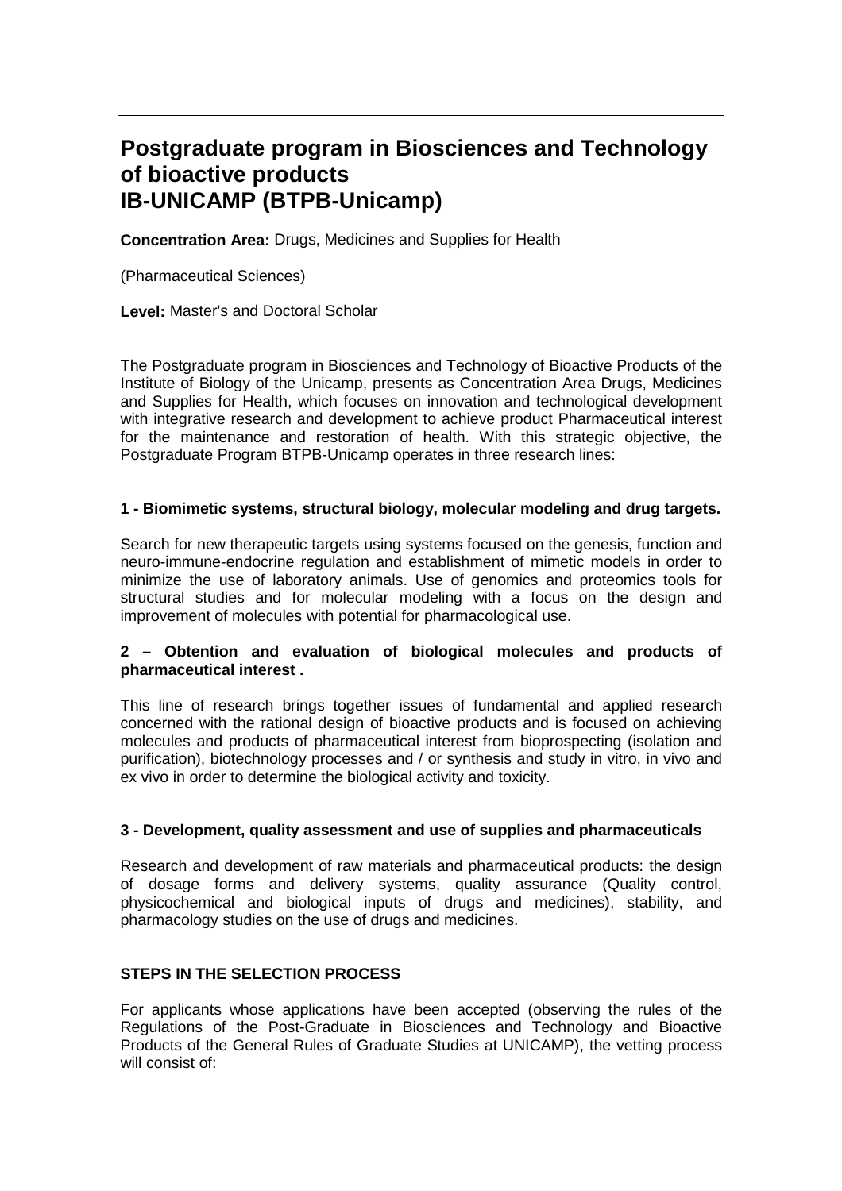# Postgraduate program in Biosciences and Technology of bioactive products IB-UNICAMP (BTPB-Unicamp)

**Concentration Area:** Drugs, Medicines and Supplies for Health

(Pharmaceutical Sciences)

**Level:** Master's and Doctoral Scholar

The Postgraduate program in Biosciences and Technology of Bioactive Products of the Institute of Biology of the Unicamp, presents as Concentration Area Drugs, Medicines and Supplies for Health, which focuses on innovation and technological development with integrative research and development to achieve product Pharmaceutical interest for the maintenance and restoration of health. With this strategic objective, the Postgraduate Program BTPB-Unicamp operates in three research lines:

**1 - Biomimetic systems, structural biology, molecular modeling and drug targets.**

Search for new therapeutic targets using systems focused on the genesis, function and neuro-immune-endocrine regulation and establishment of mimetic models in order to minimize the use of laboratory animals. Use of genomics and proteomics tools for structural studies and for molecular modeling with a focus on the design and improvement of molecules with potential for pharmacological use.

**2 – Obtention and evaluation of biological molecules and products of pharmaceutical interest .**

This line of research brings together issues of fundamental and applied research concerned with the rational design of bioactive products and is focused on achieving molecules and products of pharmaceutical interest from bioprospecting (isolation and purification), biotechnology processes and / or synthesis and study in vitro, in vivo and ex vivo in order to determine the biological activity and toxicity.

**3 - Development, quality assessment and use of supplies and pharmaceuticals**

Research and development of raw materials and pharmaceutical products: the design of dosage forms and delivery systems, quality assurance (Quality control, physicochemical and biological inputs of drugs and medicines), stability, and pharmacology studies on the use of drugs and medicines.

**STEPS IN THE SELECTION PROCESS**

For applicants whose applications have been accepted (observing the rules of the Regulations of the Post-Graduate in Biosciences and Technology and Bioactive Products of the General Rules of Graduate Studies at UNICAMP), the vetting process will consist of: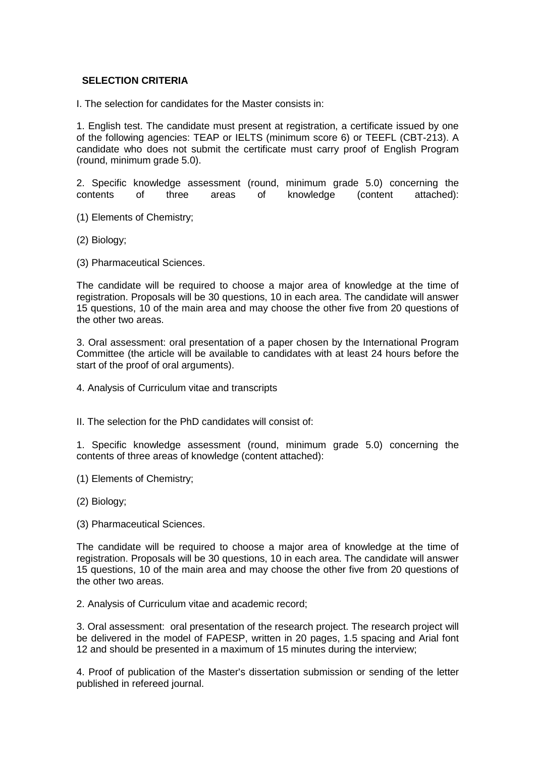**SELECTION CRITERIA**

I. The selection for candidates for the Master consists in:

1. English test. The candidate must present at registration, a certificate issued by one of the following agencies: TEAP or IELTS (minimum score 6) or TEEFL (CBT-213). A candidate who does not submit the certificate must carry proof of English Program (round, minimum grade 5.0).

2. Specific knowledge assessment (round, minimum grade 5.0) concerning the contents of three areas of knowledge (content attached):

(1) Elements of Chemistry;

(2) Biology;

(3) Pharmaceutical Sciences.

The candidate will be required to choose a major area of knowledge at the time of registration. Proposals will be 30 questions, 10 in each area. The candidate will answer 15 questions, 10 of the main area and may choose the other five from 20 questions of the other two areas.

3. Oral assessment: oral presentation of a paper chosen by the International Program Committee (the article will be available to candidates with at least 24 hours before the start of the proof of oral arguments).

4. Analysis of Curriculum vitae and transcripts

II. The selection for the PhD candidates will consist of:

1. Specific knowledge assessment (round, minimum grade 5.0) concerning the contents of three areas of knowledge (content attached):

(1) Elements of Chemistry;

(2) Biology;

(3) Pharmaceutical Sciences.

The candidate will be required to choose a major area of knowledge at the time of registration. Proposals will be 30 questions, 10 in each area. The candidate will answer 15 questions, 10 of the main area and may choose the other five from 20 questions of the other two areas.

2. Analysis of Curriculum vitae and academic record;

3. Oral assessment: oral presentation of the research project. The research project will be delivered in the model of FAPESP, written in 20 pages, 1.5 spacing and Arial font 12 and should be presented in a maximum of 15 minutes during the interview;

4. Proof of publication of the Master's dissertation submission or sending of the letter published in refereed journal.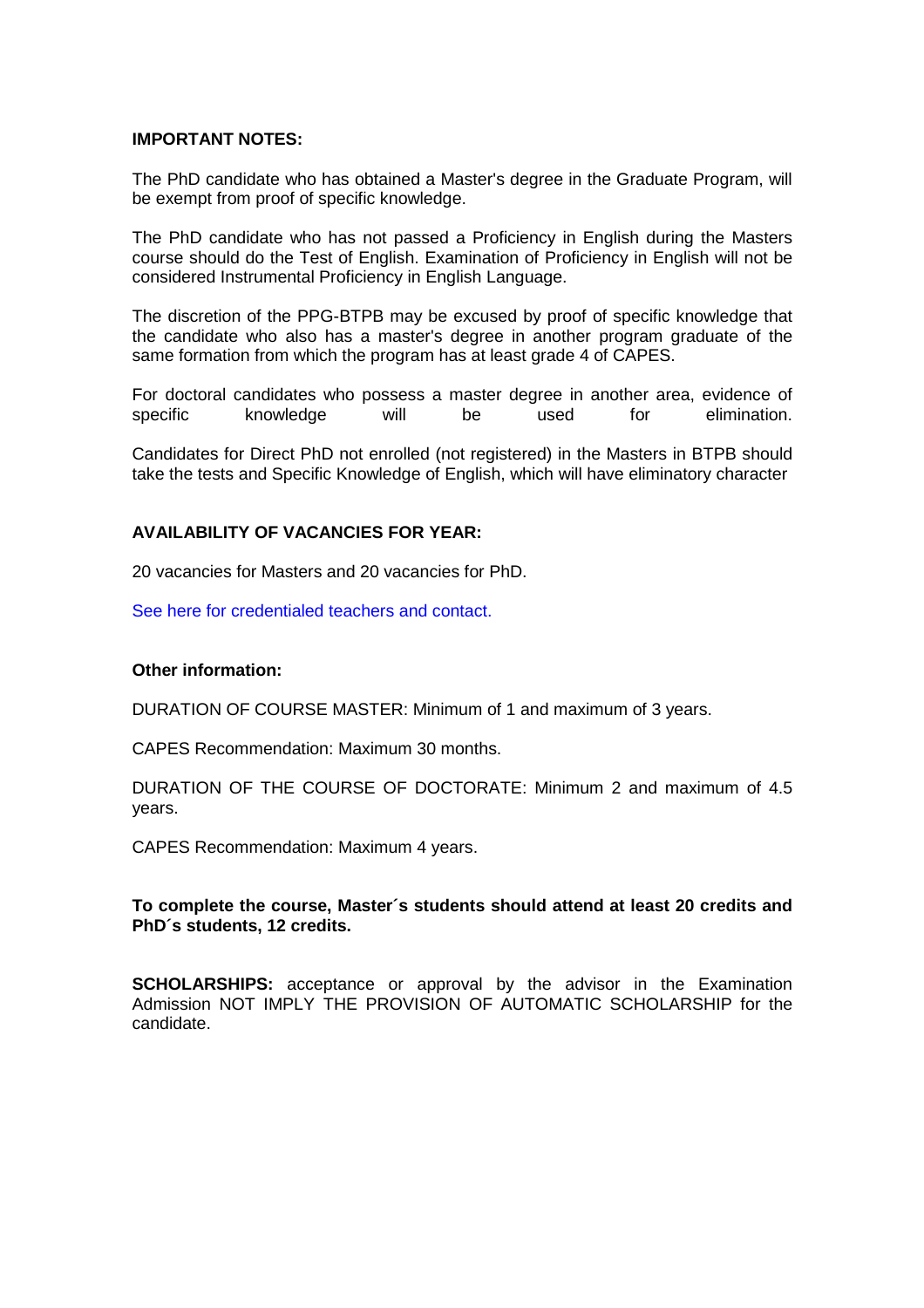**IMPORTANT NOTES:**

The PhD candidate who has obtained a Master's degree in the Graduate Program, will be exempt from proof of specific knowledge.

The PhD candidate who has not passed a Proficiency in English during the Masters course should do the Test of English. Examination of Proficiency in English will not be considered Instrumental Proficiency in English Language.

The discretion of the PPG-BTPB may be excused by proof of specific knowledge that the candidate who also has a master's degree in another program graduate of the same formation from which the program has at least grade 4 of CAPES.

For doctoral candidates who possess a master degree in another area, evidence of specific knowledge will be used for elimination.

Candidates for Direct PhD not enrolled (not registered) in the Masters in BTPB should take the tests and Specific Knowledge of English, which will have eliminatory character

**AVAILABILITY OF VACANCIES FOR YEAR:**

20 vacancies for Masters and 20 vacancies for PhD.

See here for credentialed teachers and contact.

**Other information:**

DURATION OF COURSE MASTER: Minimum of 1 and maximum of 3 years.

CAPES Recommendation: Maximum 30 months.

DURATION OF THE COURSE OF DOCTORATE: Minimum 2 and maximum of 4.5 years.

CAPES Recommendation: Maximum 4 years.

**To complete the course, Master´s students should attend at least 20 credits and PhD´s students, 12 credits.**

**SCHOLARSHIPS:** acceptance or approval by the advisor in the Examination Admission NOT IMPLY THE PROVISION OF AUTOMATIC SCHOLARSHIP for the candidate.